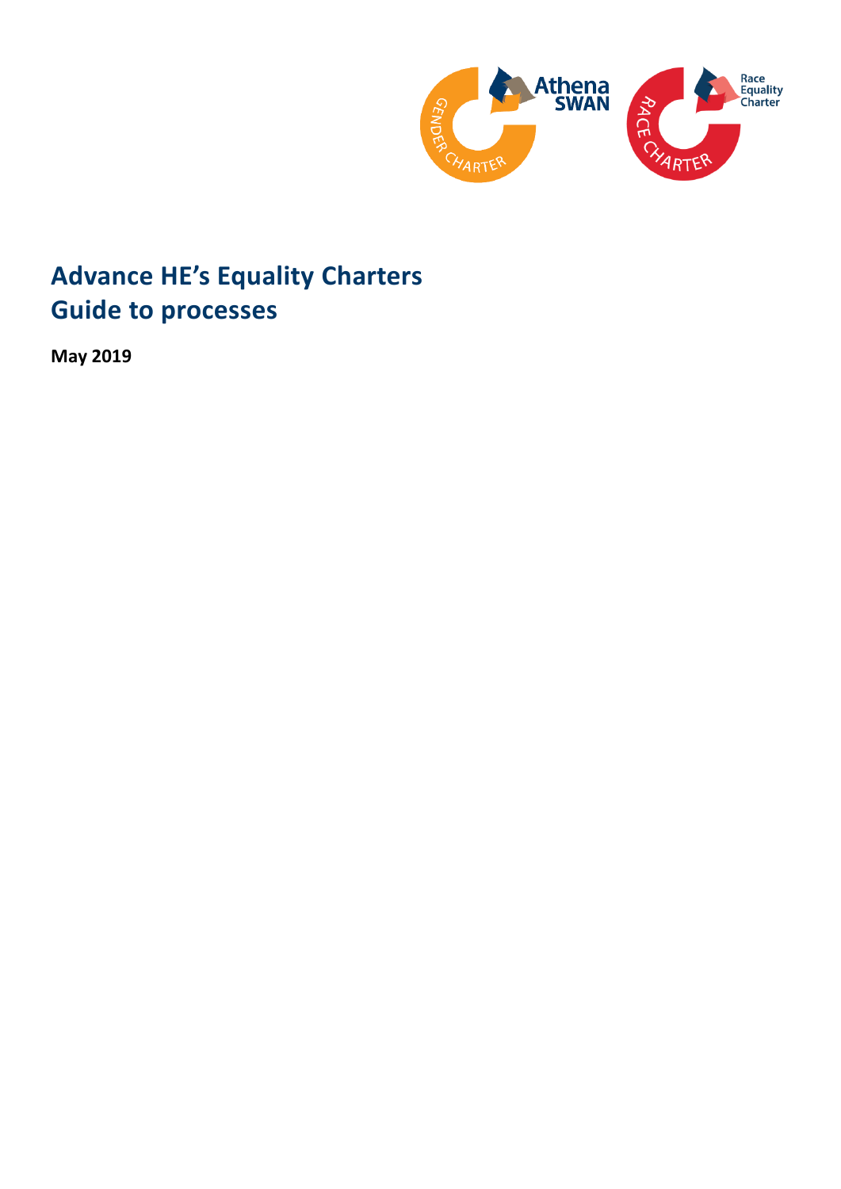# Advance HE's Equality Charters
# Guide to processes

**May 2019**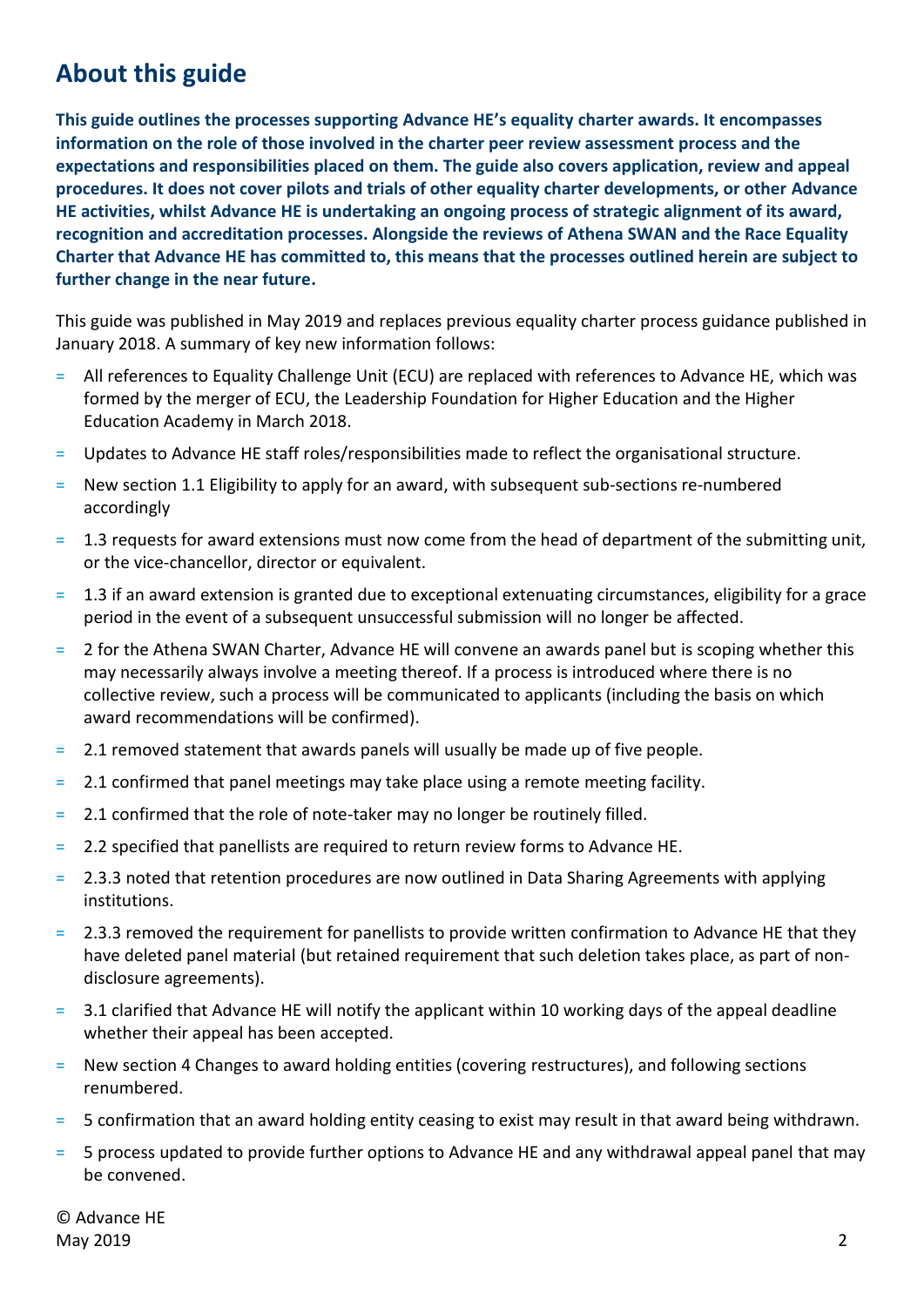## About this guide

**This guide outlines the processes supporting Advance HE's equality charter awards. It encompasses information on the role of those involved in the charter peer review assessment process and the expectations and responsibilities placed on them. The guide also covers application, review and appeal procedures. It does not cover pilots and trials of other equality charter developments, or other Advance HE activities, whilst Advance HE is undertaking an ongoing process of strategic alignment of its award, recognition and accreditation processes. Alongside the reviews of Athena SWAN and the Race Equality Charter that Advance HE has committed to, this means that the processes outlined herein are subject to further change in the near future.**

This guide was published in May 2019 and replaces previous equality charter process guidance published in January 2018. A summary of key new information follows:

- All references to Equality Challenge Unit (ECU) are replaced with references to Advance HE, which was formed by the merger of ECU, the Leadership Foundation for Higher Education and the Higher Education Academy in March 2018.
- Updates to Advance HE staff roles/responsibilities made to reflect the organisational structure.
- New section 1.1 Eligibility to apply for an award, with subsequent sub-sections re-numbered accordingly
- 1.3 requests for award extensions must now come from the head of department of the submitting unit, or the vice-chancellor, director or equivalent.
- 1.3 if an award extension is granted due to exceptional extenuating circumstances, eligibility for a grace period in the event of a subsequent unsuccessful submission will no longer be affected.
- 2 for the Athena SWAN Charter, Advance HE will convene an awards panel but is scoping whether this may necessarily always involve a meeting thereof. If a process is introduced where there is no collective review, such a process will be communicated to applicants (including the basis on which award recommendations will be confirmed).
- 2.1 removed statement that awards panels will usually be made up of five people.
- 2.1 confirmed that panel meetings may take place using a remote meeting facility.
- 2.1 confirmed that the role of note-taker may no longer be routinely filled.
- 2.2 specified that panellists are required to return review forms to Advance HE.
- 2.3.3 noted that retention procedures are now outlined in Data Sharing Agreements with applying institutions.
- 2.3.3 removed the requirement for panellists to provide written confirmation to Advance HE that they have deleted panel material (but retained requirement that such deletion takes place, as part of non-disclosure agreements).
- 3.1 clarified that Advance HE will notify the applicant within 10 working days of the appeal deadline whether their appeal has been accepted.
- New section 4 Changes to award holding entities (covering restructures), and following sections renumbered.
- 5 confirmation that an award holding entity ceasing to exist may result in that award being withdrawn.
- 5 process updated to provide further options to Advance HE and any withdrawal appeal panel that may be convened.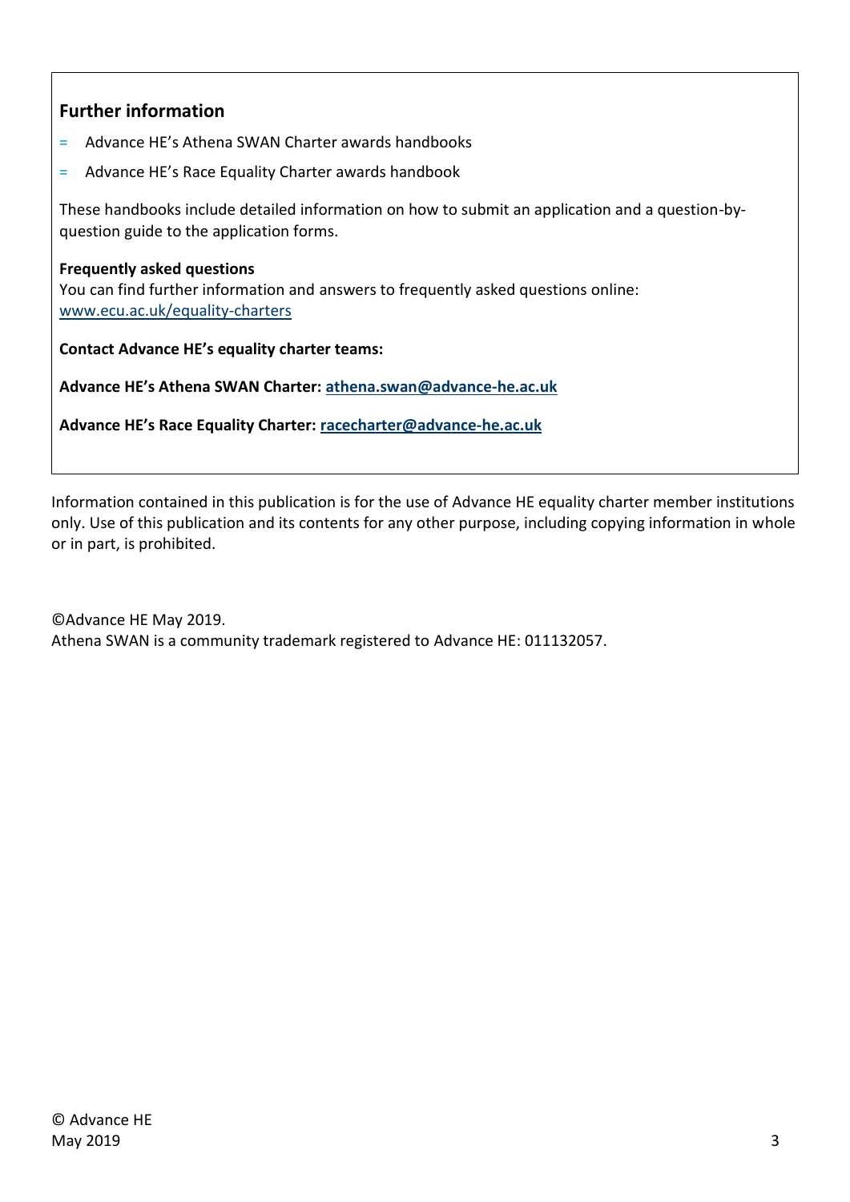## Further information

- Advance HE's Athena SWAN Charter awards handbooks
- Advance HE's Race Equality Charter awards handbook

These handbooks include detailed information on how to submit an application and a question-by-question guide to the application forms.

**Frequently asked questions**
You can find further information and answers to frequently asked questions online: [www.ecu.ac.uk/equality-charters](www.ecu.ac.uk/equality-charters)

**Contact Advance HE's equality charter teams:**

**Advance HE's Athena SWAN Charter: athena.swan@advance-he.ac.uk**

**Advance HE's Race Equality Charter: racecharter@advance-he.ac.uk**

Information contained in this publication is for the use of Advance HE equality charter member institutions only. Use of this publication and its contents for any other purpose, including copying information in whole or in part, is prohibited.

©Advance HE May 2019.
Athena SWAN is a community trademark registered to Advance HE: 011132057.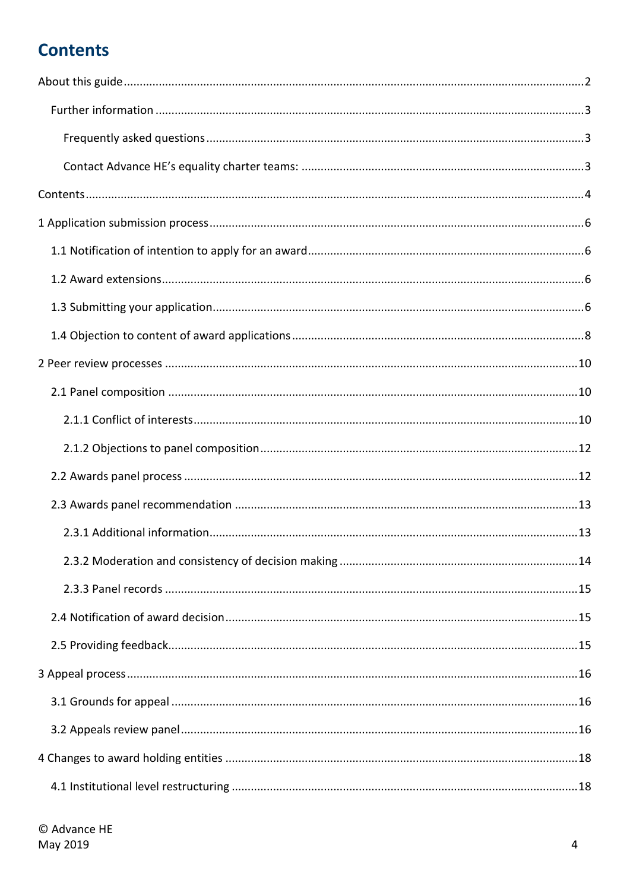# Contents

About this guide ..... 2

- Further information ..... 3
  - Frequently asked questions ..... 3
  - Contact Advance HE's equality charter teams: ..... 3

Contents ..... 4

1 Application submission process ..... 6

- 1.1 Notification of intention to apply for an award ..... 6
- 1.2 Award extensions ..... 6
- 1.3 Submitting your application ..... 6
- 1.4 Objection to content of award applications ..... 8

2 Peer review processes ..... 10

- 2.1 Panel composition ..... 10
  - 2.1.1 Conflict of interests ..... 10
  - 2.1.2 Objections to panel composition ..... 12
- 2.2 Awards panel process ..... 12
- 2.3 Awards panel recommendation ..... 13
  - 2.3.1 Additional information ..... 13
  - 2.3.2 Moderation and consistency of decision making ..... 14
  - 2.3.3 Panel records ..... 15
- 2.4 Notification of award decision ..... 15
- 2.5 Providing feedback ..... 15

3 Appeal process ..... 16

- 3.1 Grounds for appeal ..... 16
- 3.2 Appeals review panel ..... 16

4 Changes to award holding entities ..... 18

- 4.1 Institutional level restructuring ..... 18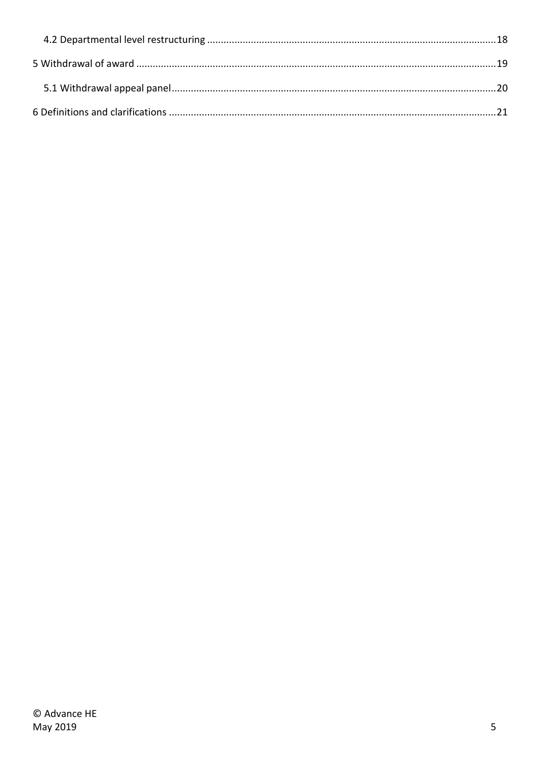4.2 Departmental level restructuring ......................................................................................................18

5 Withdrawal of award ..................................................................................................................19

5.1 Withdrawal appeal panel.....................................................................................................20

6 Definitions and clarifications ......................................................................................................21

© Advance HE
May 2019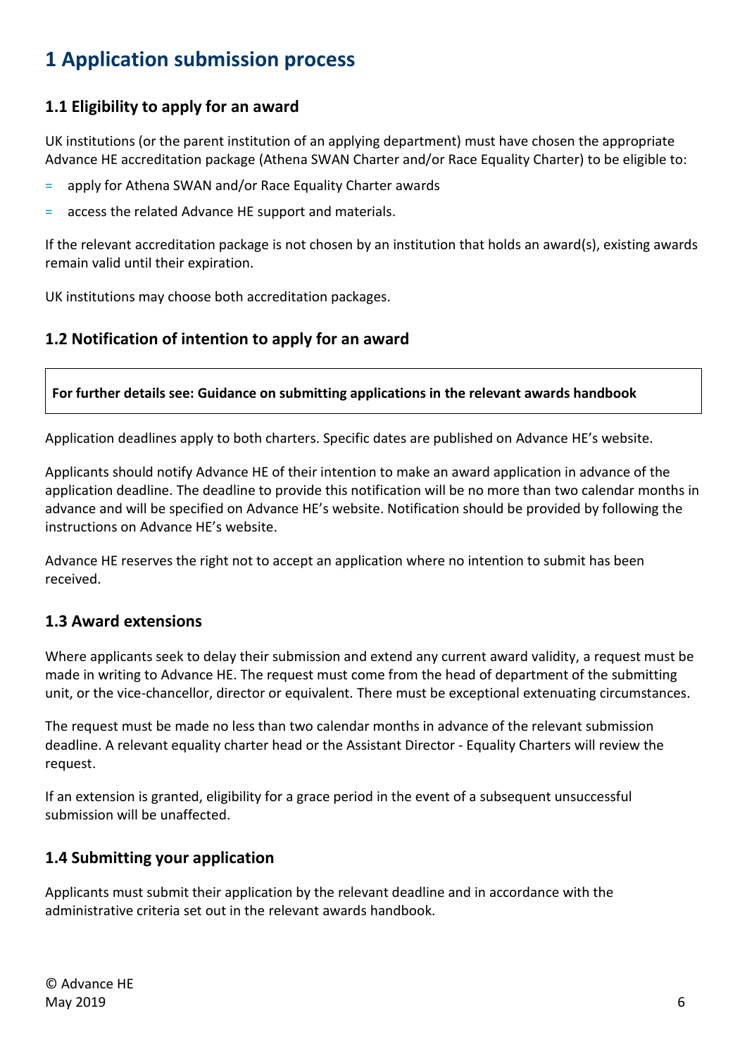# 1 Application submission process

## 1.1 Eligibility to apply for an award

UK institutions (or the parent institution of an applying department) must have chosen the appropriate Advance HE accreditation package (Athena SWAN Charter and/or Race Equality Charter) to be eligible to:

- apply for Athena SWAN and/or Race Equality Charter awards
- access the related Advance HE support and materials.

If the relevant accreditation package is not chosen by an institution that holds an award(s), existing awards remain valid until their expiration.

UK institutions may choose both accreditation packages.

## 1.2 Notification of intention to apply for an award

**For further details see: Guidance on submitting applications in the relevant awards handbook**

Application deadlines apply to both charters. Specific dates are published on Advance HE's website.

Applicants should notify Advance HE of their intention to make an award application in advance of the application deadline. The deadline to provide this notification will be no more than two calendar months in advance and will be specified on Advance HE's website. Notification should be provided by following the instructions on Advance HE's website.

Advance HE reserves the right not to accept an application where no intention to submit has been received.

## 1.3 Award extensions

Where applicants seek to delay their submission and extend any current award validity, a request must be made in writing to Advance HE. The request must come from the head of department of the submitting unit, or the vice-chancellor, director or equivalent. There must be exceptional extenuating circumstances.

The request must be made no less than two calendar months in advance of the relevant submission deadline. A relevant equality charter head or the Assistant Director - Equality Charters will review the request.

If an extension is granted, eligibility for a grace period in the event of a subsequent unsuccessful submission will be unaffected.

## 1.4 Submitting your application

Applicants must submit their application by the relevant deadline and in accordance with the administrative criteria set out in the relevant awards handbook.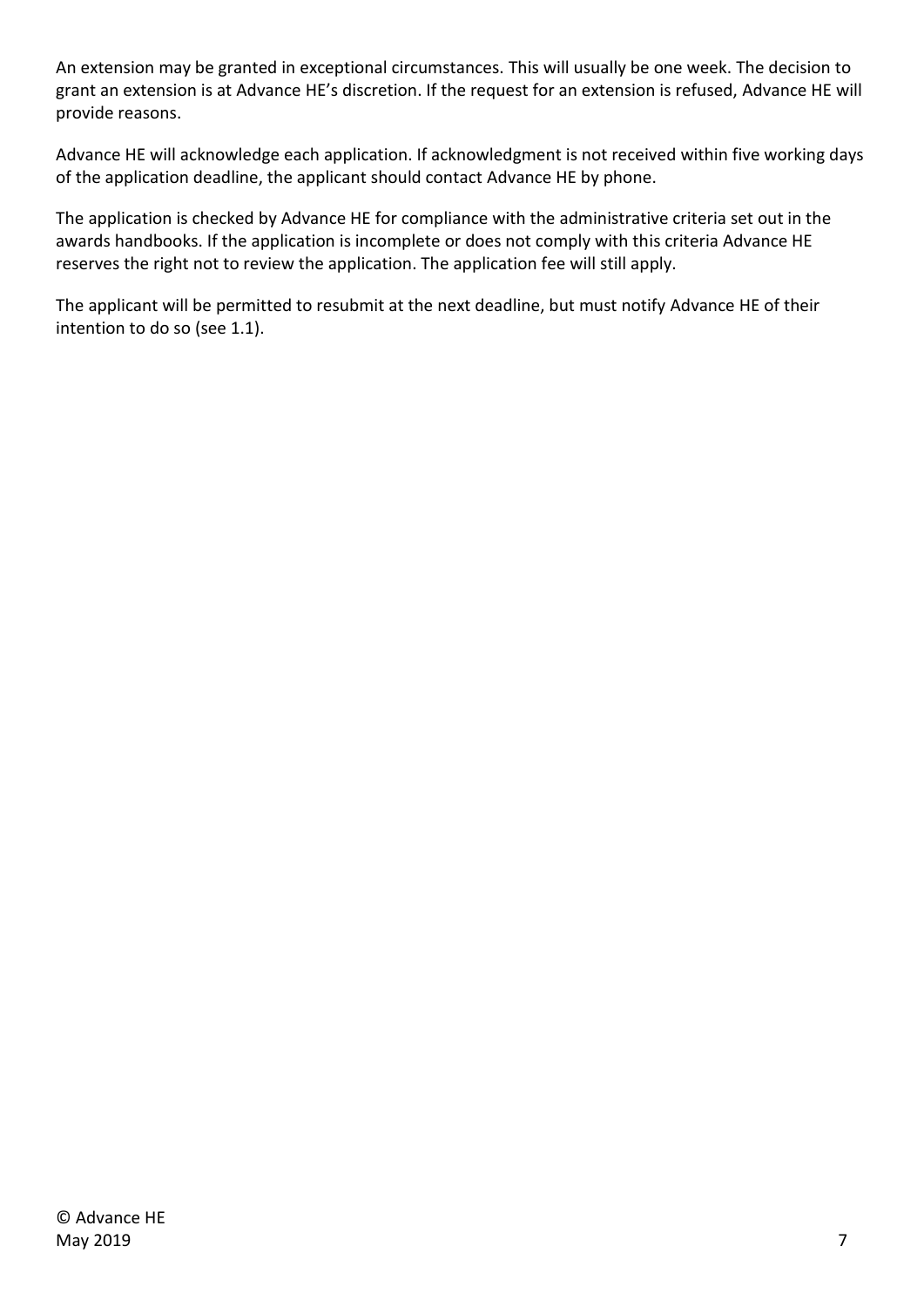An extension may be granted in exceptional circumstances. This will usually be one week. The decision to grant an extension is at Advance HE's discretion. If the request for an extension is refused, Advance HE will provide reasons.

Advance HE will acknowledge each application. If acknowledgment is not received within five working days of the application deadline, the applicant should contact Advance HE by phone.

The application is checked by Advance HE for compliance with the administrative criteria set out in the awards handbooks. If the application is incomplete or does not comply with this criteria Advance HE reserves the right not to review the application. The application fee will still apply.

The applicant will be permitted to resubmit at the next deadline, but must notify Advance HE of their intention to do so (see 1.1).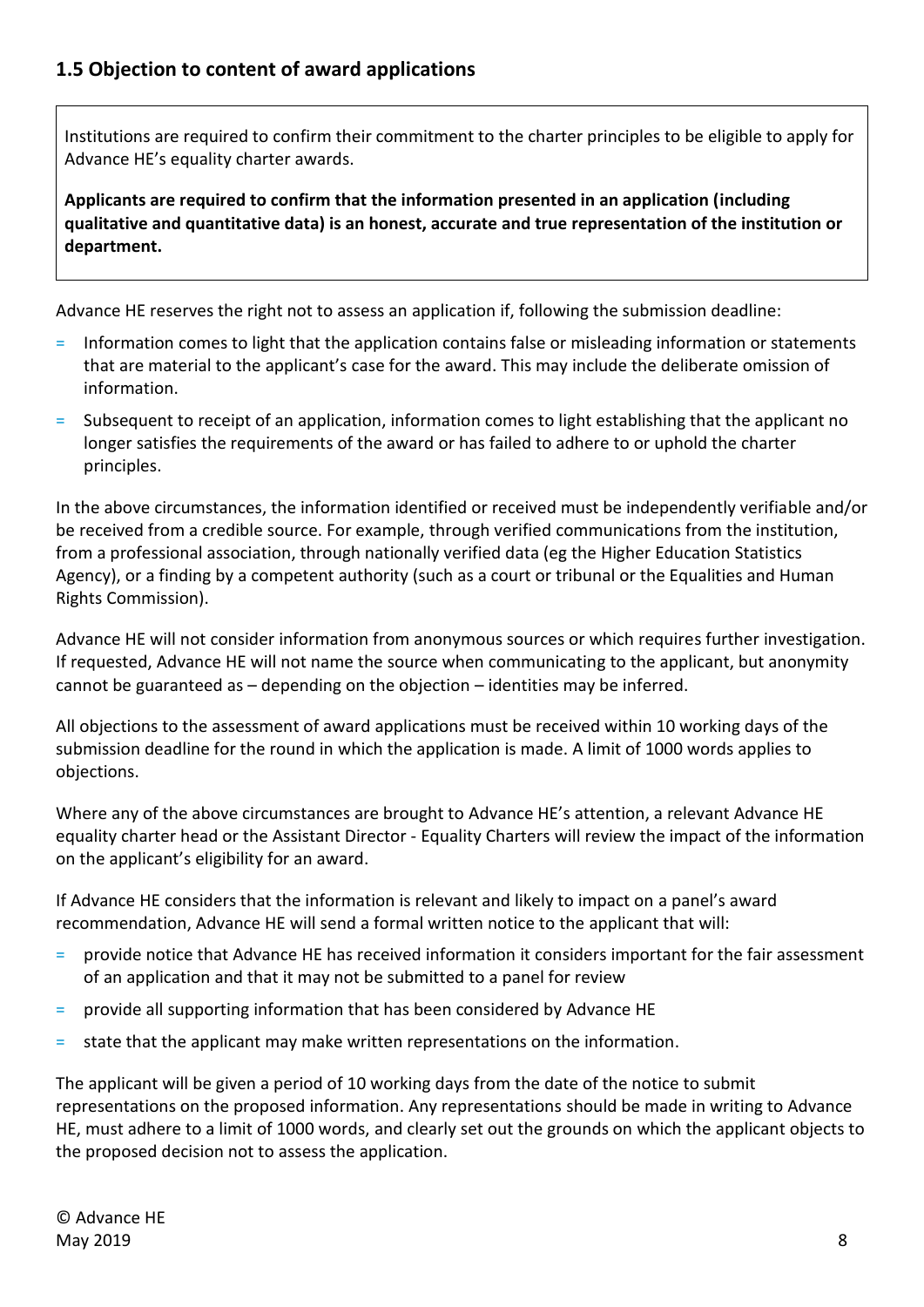## 1.5 Objection to content of award applications

Institutions are required to confirm their commitment to the charter principles to be eligible to apply for Advance HE's equality charter awards.

**Applicants are required to confirm that the information presented in an application (including qualitative and quantitative data) is an honest, accurate and true representation of the institution or department.**

Advance HE reserves the right not to assess an application if, following the submission deadline:

- Information comes to light that the application contains false or misleading information or statements that are material to the applicant's case for the award. This may include the deliberate omission of information.
- Subsequent to receipt of an application, information comes to light establishing that the applicant no longer satisfies the requirements of the award or has failed to adhere to or uphold the charter principles.

In the above circumstances, the information identified or received must be independently verifiable and/or be received from a credible source. For example, through verified communications from the institution, from a professional association, through nationally verified data (eg the Higher Education Statistics Agency), or a finding by a competent authority (such as a court or tribunal or the Equalities and Human Rights Commission).

Advance HE will not consider information from anonymous sources or which requires further investigation. If requested, Advance HE will not name the source when communicating to the applicant, but anonymity cannot be guaranteed as – depending on the objection – identities may be inferred.

All objections to the assessment of award applications must be received within 10 working days of the submission deadline for the round in which the application is made. A limit of 1000 words applies to objections.

Where any of the above circumstances are brought to Advance HE's attention, a relevant Advance HE equality charter head or the Assistant Director - Equality Charters will review the impact of the information on the applicant's eligibility for an award.

If Advance HE considers that the information is relevant and likely to impact on a panel's award recommendation, Advance HE will send a formal written notice to the applicant that will:

- provide notice that Advance HE has received information it considers important for the fair assessment of an application and that it may not be submitted to a panel for review
- provide all supporting information that has been considered by Advance HE
- state that the applicant may make written representations on the information.

The applicant will be given a period of 10 working days from the date of the notice to submit representations on the proposed information. Any representations should be made in writing to Advance HE, must adhere to a limit of 1000 words, and clearly set out the grounds on which the applicant objects to the proposed decision not to assess the application.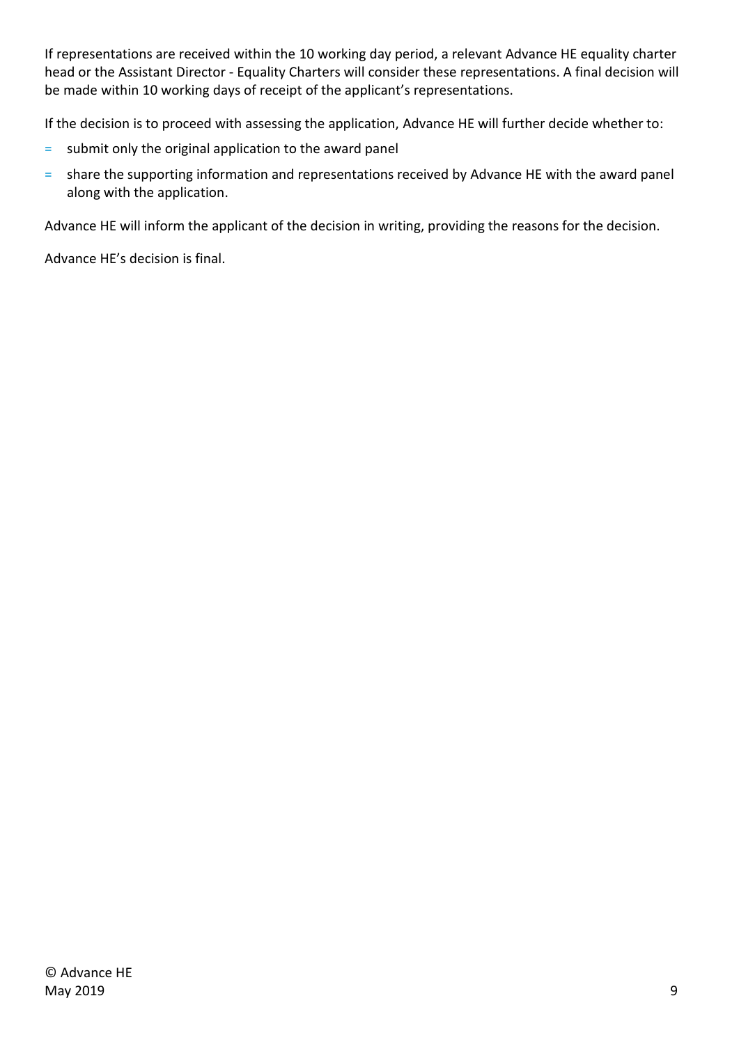If representations are received within the 10 working day period, a relevant Advance HE equality charter head or the Assistant Director - Equality Charters will consider these representations. A final decision will be made within 10 working days of receipt of the applicant's representations.

If the decision is to proceed with assessing the application, Advance HE will further decide whether to:

- submit only the original application to the award panel
- share the supporting information and representations received by Advance HE with the award panel along with the application.

Advance HE will inform the applicant of the decision in writing, providing the reasons for the decision.

Advance HE's decision is final.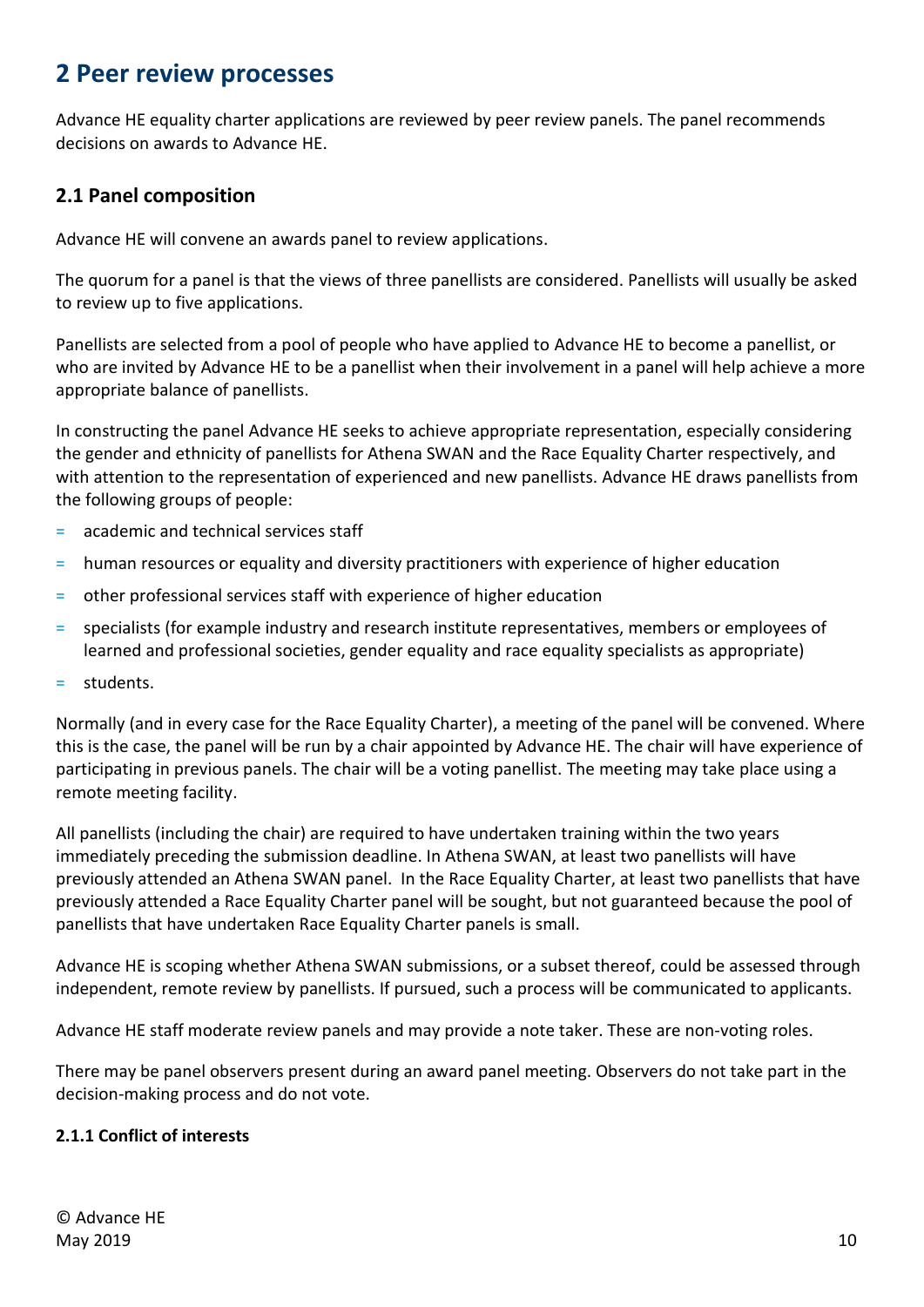## 2 Peer review processes

Advance HE equality charter applications are reviewed by peer review panels. The panel recommends decisions on awards to Advance HE.

### 2.1 Panel composition

Advance HE will convene an awards panel to review applications.

The quorum for a panel is that the views of three panellists are considered. Panellists will usually be asked to review up to five applications.

Panellists are selected from a pool of people who have applied to Advance HE to become a panellist, or who are invited by Advance HE to be a panellist when their involvement in a panel will help achieve a more appropriate balance of panellists.

In constructing the panel Advance HE seeks to achieve appropriate representation, especially considering the gender and ethnicity of panellists for Athena SWAN and the Race Equality Charter respectively, and with attention to the representation of experienced and new panellists. Advance HE draws panellists from the following groups of people:

- academic and technical services staff
- human resources or equality and diversity practitioners with experience of higher education
- other professional services staff with experience of higher education
- specialists (for example industry and research institute representatives, members or employees of learned and professional societies, gender equality and race equality specialists as appropriate)
- students.

Normally (and in every case for the Race Equality Charter), a meeting of the panel will be convened. Where this is the case, the panel will be run by a chair appointed by Advance HE. The chair will have experience of participating in previous panels. The chair will be a voting panellist. The meeting may take place using a remote meeting facility.

All panellists (including the chair) are required to have undertaken training within the two years immediately preceding the submission deadline. In Athena SWAN, at least two panellists will have previously attended an Athena SWAN panel. In the Race Equality Charter, at least two panellists that have previously attended a Race Equality Charter panel will be sought, but not guaranteed because the pool of panellists that have undertaken Race Equality Charter panels is small.

Advance HE is scoping whether Athena SWAN submissions, or a subset thereof, could be assessed through independent, remote review by panellists. If pursued, such a process will be communicated to applicants.

Advance HE staff moderate review panels and may provide a note taker. These are non-voting roles.

There may be panel observers present during an award panel meeting. Observers do not take part in the decision-making process and do not vote.

#### 2.1.1 Conflict of interests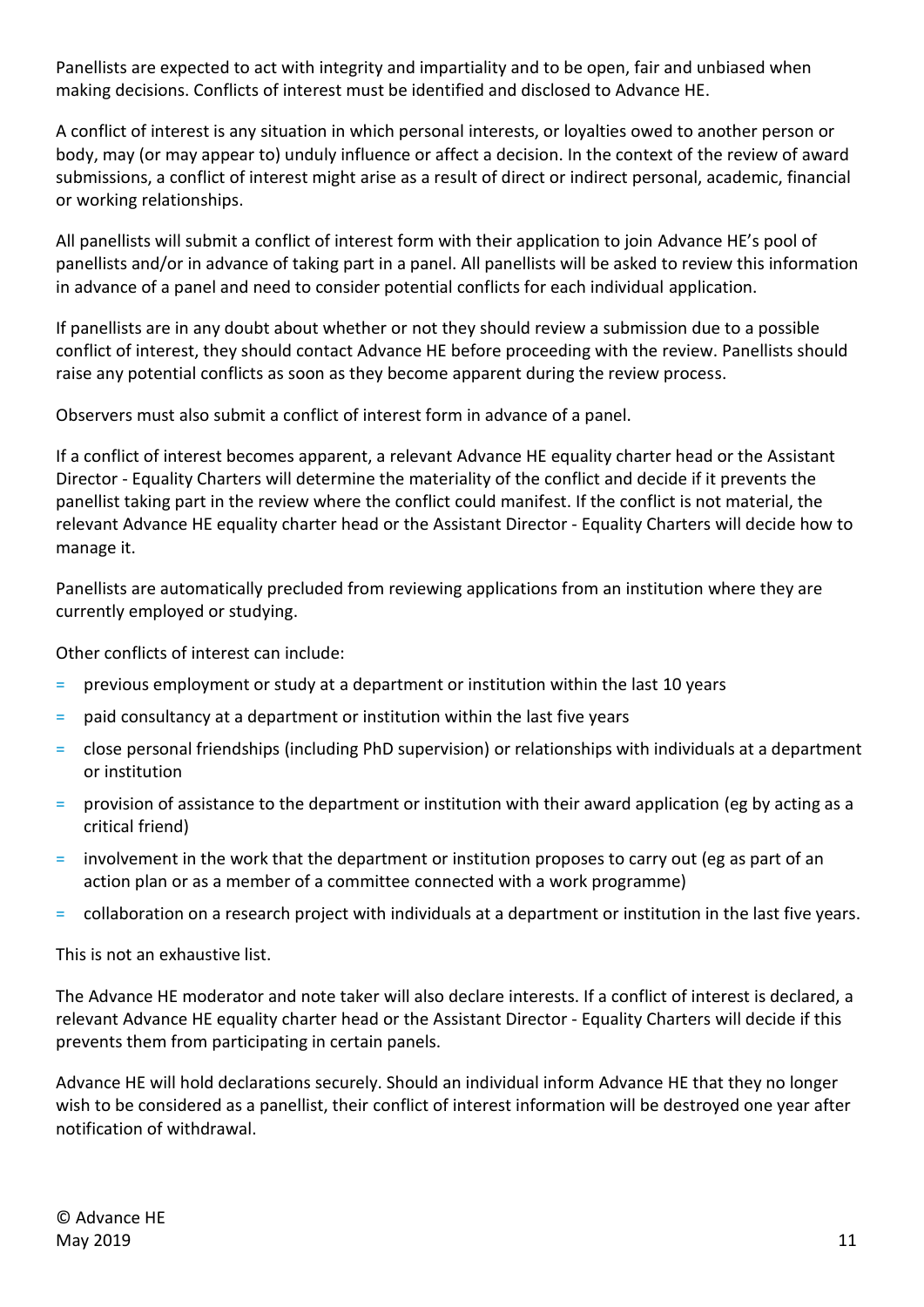Panellists are expected to act with integrity and impartiality and to be open, fair and unbiased when making decisions. Conflicts of interest must be identified and disclosed to Advance HE.

A conflict of interest is any situation in which personal interests, or loyalties owed to another person or body, may (or may appear to) unduly influence or affect a decision. In the context of the review of award submissions, a conflict of interest might arise as a result of direct or indirect personal, academic, financial or working relationships.

All panellists will submit a conflict of interest form with their application to join Advance HE's pool of panellists and/or in advance of taking part in a panel. All panellists will be asked to review this information in advance of a panel and need to consider potential conflicts for each individual application.

If panellists are in any doubt about whether or not they should review a submission due to a possible conflict of interest, they should contact Advance HE before proceeding with the review. Panellists should raise any potential conflicts as soon as they become apparent during the review process.

Observers must also submit a conflict of interest form in advance of a panel.

If a conflict of interest becomes apparent, a relevant Advance HE equality charter head or the Assistant Director - Equality Charters will determine the materiality of the conflict and decide if it prevents the panellist taking part in the review where the conflict could manifest. If the conflict is not material, the relevant Advance HE equality charter head or the Assistant Director - Equality Charters will decide how to manage it.

Panellists are automatically precluded from reviewing applications from an institution where they are currently employed or studying.

Other conflicts of interest can include:

- previous employment or study at a department or institution within the last 10 years
- paid consultancy at a department or institution within the last five years
- close personal friendships (including PhD supervision) or relationships with individuals at a department or institution
- provision of assistance to the department or institution with their award application (eg by acting as a critical friend)
- involvement in the work that the department or institution proposes to carry out (eg as part of an action plan or as a member of a committee connected with a work programme)
- collaboration on a research project with individuals at a department or institution in the last five years.

This is not an exhaustive list.

The Advance HE moderator and note taker will also declare interests. If a conflict of interest is declared, a relevant Advance HE equality charter head or the Assistant Director - Equality Charters will decide if this prevents them from participating in certain panels.

Advance HE will hold declarations securely. Should an individual inform Advance HE that they no longer wish to be considered as a panellist, their conflict of interest information will be destroyed one year after notification of withdrawal.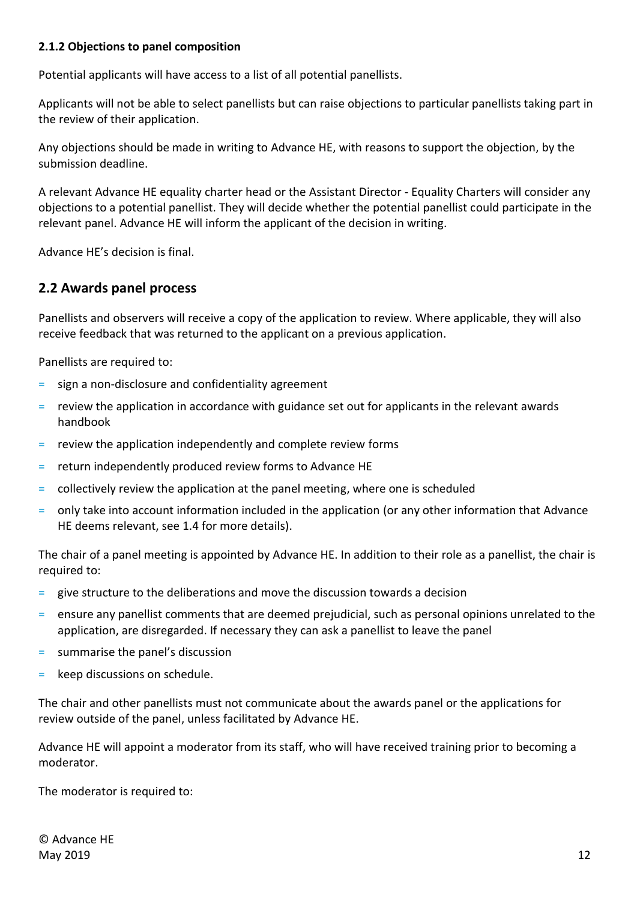#### 2.1.2 Objections to panel composition

Potential applicants will have access to a list of all potential panellists.

Applicants will not be able to select panellists but can raise objections to particular panellists taking part in the review of their application.

Any objections should be made in writing to Advance HE, with reasons to support the objection, by the submission deadline.

A relevant Advance HE equality charter head or the Assistant Director - Equality Charters will consider any objections to a potential panellist. They will decide whether the potential panellist could participate in the relevant panel. Advance HE will inform the applicant of the decision in writing.

Advance HE's decision is final.

### 2.2 Awards panel process

Panellists and observers will receive a copy of the application to review. Where applicable, they will also receive feedback that was returned to the applicant on a previous application.

Panellists are required to:

- sign a non-disclosure and confidentiality agreement
- review the application in accordance with guidance set out for applicants in the relevant awards handbook
- review the application independently and complete review forms
- return independently produced review forms to Advance HE
- collectively review the application at the panel meeting, where one is scheduled
- only take into account information included in the application (or any other information that Advance HE deems relevant, see 1.4 for more details).

The chair of a panel meeting is appointed by Advance HE. In addition to their role as a panellist, the chair is required to:

- give structure to the deliberations and move the discussion towards a decision
- ensure any panellist comments that are deemed prejudicial, such as personal opinions unrelated to the application, are disregarded. If necessary they can ask a panellist to leave the panel
- summarise the panel's discussion
- keep discussions on schedule.

The chair and other panellists must not communicate about the awards panel or the applications for review outside of the panel, unless facilitated by Advance HE.

Advance HE will appoint a moderator from its staff, who will have received training prior to becoming a moderator.

The moderator is required to: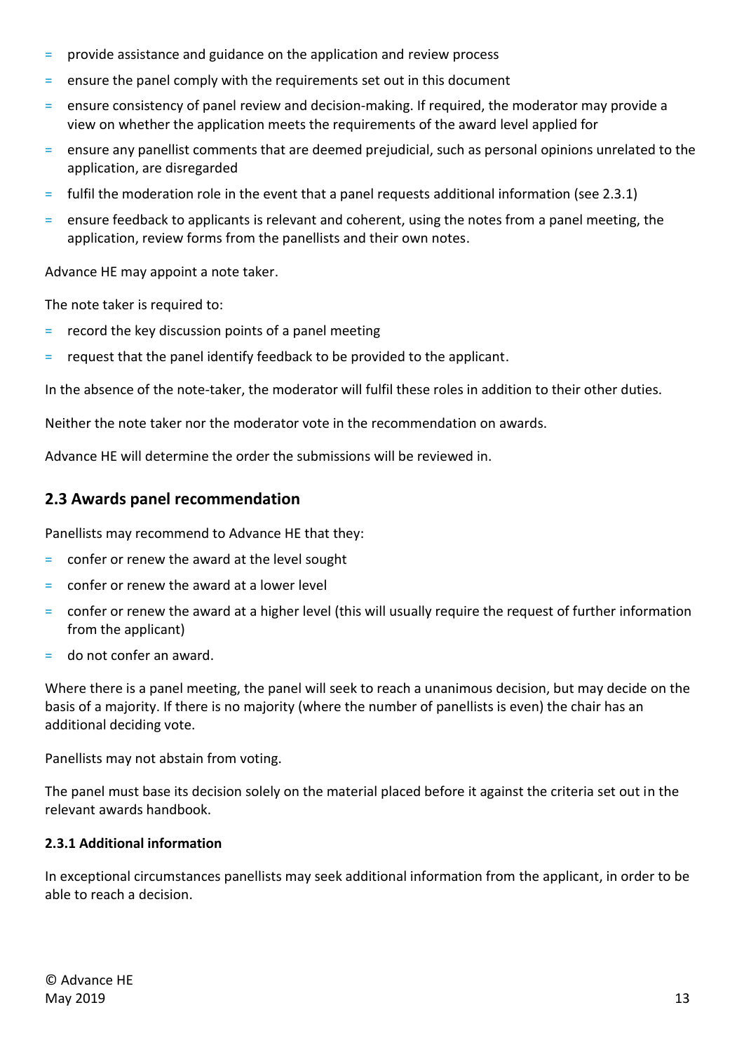- provide assistance and guidance on the application and review process
- ensure the panel comply with the requirements set out in this document
- ensure consistency of panel review and decision-making. If required, the moderator may provide a view on whether the application meets the requirements of the award level applied for
- ensure any panellist comments that are deemed prejudicial, such as personal opinions unrelated to the application, are disregarded
- fulfil the moderation role in the event that a panel requests additional information (see 2.3.1)
- ensure feedback to applicants is relevant and coherent, using the notes from a panel meeting, the application, review forms from the panellists and their own notes.

Advance HE may appoint a note taker.

The note taker is required to:

- record the key discussion points of a panel meeting
- request that the panel identify feedback to be provided to the applicant.

In the absence of the note-taker, the moderator will fulfil these roles in addition to their other duties.

Neither the note taker nor the moderator vote in the recommendation on awards.

Advance HE will determine the order the submissions will be reviewed in.

## 2.3 Awards panel recommendation

Panellists may recommend to Advance HE that they:

- confer or renew the award at the level sought
- confer or renew the award at a lower level
- confer or renew the award at a higher level (this will usually require the request of further information from the applicant)
- do not confer an award.

Where there is a panel meeting, the panel will seek to reach a unanimous decision, but may decide on the basis of a majority. If there is no majority (where the number of panellists is even) the chair has an additional deciding vote.

Panellists may not abstain from voting.

The panel must base its decision solely on the material placed before it against the criteria set out in the relevant awards handbook.

### 2.3.1 Additional information

In exceptional circumstances panellists may seek additional information from the applicant, in order to be able to reach a decision.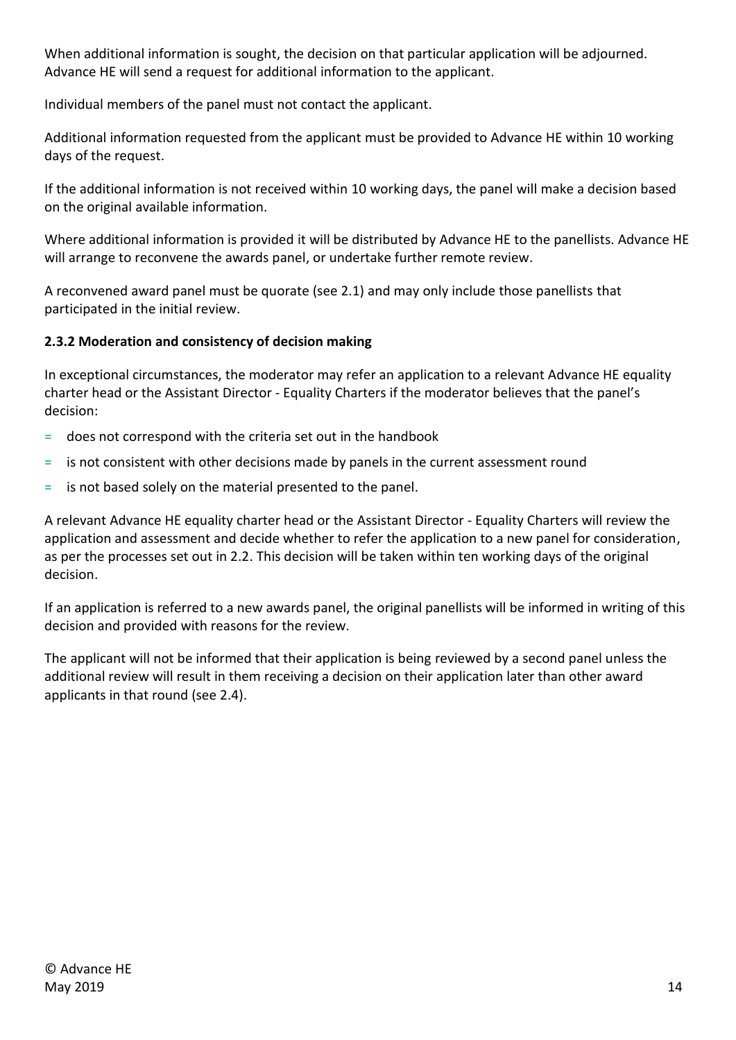When additional information is sought, the decision on that particular application will be adjourned. Advance HE will send a request for additional information to the applicant.

Individual members of the panel must not contact the applicant.

Additional information requested from the applicant must be provided to Advance HE within 10 working days of the request.

If the additional information is not received within 10 working days, the panel will make a decision based on the original available information.

Where additional information is provided it will be distributed by Advance HE to the panellists. Advance HE will arrange to reconvene the awards panel, or undertake further remote review.

A reconvened award panel must be quorate (see 2.1) and may only include those panellists that participated in the initial review.

#### 2.3.2 Moderation and consistency of decision making

In exceptional circumstances, the moderator may refer an application to a relevant Advance HE equality charter head or the Assistant Director - Equality Charters if the moderator believes that the panel's decision:

- does not correspond with the criteria set out in the handbook
- is not consistent with other decisions made by panels in the current assessment round
- is not based solely on the material presented to the panel.

A relevant Advance HE equality charter head or the Assistant Director - Equality Charters will review the application and assessment and decide whether to refer the application to a new panel for consideration, as per the processes set out in 2.2. This decision will be taken within ten working days of the original decision.

If an application is referred to a new awards panel, the original panellists will be informed in writing of this decision and provided with reasons for the review.

The applicant will not be informed that their application is being reviewed by a second panel unless the additional review will result in them receiving a decision on their application later than other award applicants in that round (see 2.4).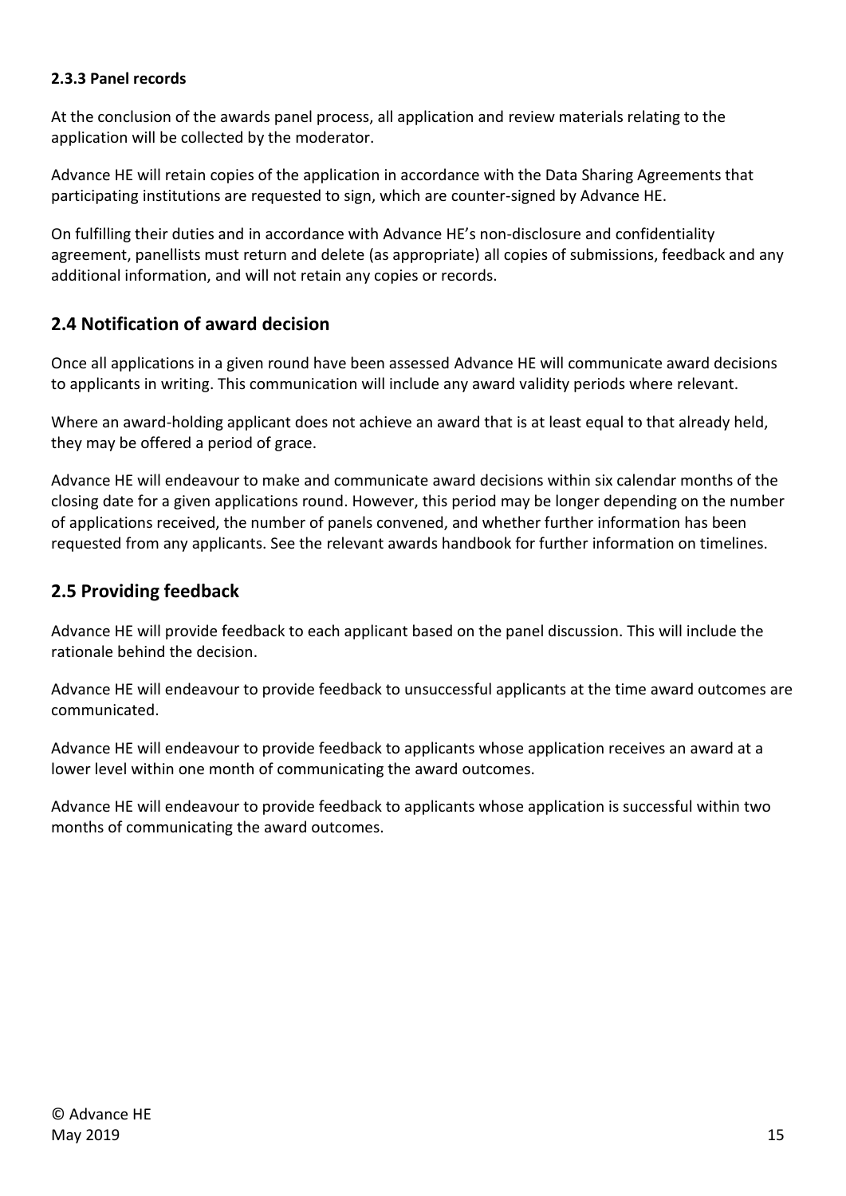#### 2.3.3 Panel records

At the conclusion of the awards panel process, all application and review materials relating to the application will be collected by the moderator.

Advance HE will retain copies of the application in accordance with the Data Sharing Agreements that participating institutions are requested to sign, which are counter-signed by Advance HE.

On fulfilling their duties and in accordance with Advance HE's non-disclosure and confidentiality agreement, panellists must return and delete (as appropriate) all copies of submissions, feedback and any additional information, and will not retain any copies or records.

## 2.4 Notification of award decision

Once all applications in a given round have been assessed Advance HE will communicate award decisions to applicants in writing. This communication will include any award validity periods where relevant.

Where an award-holding applicant does not achieve an award that is at least equal to that already held, they may be offered a period of grace.

Advance HE will endeavour to make and communicate award decisions within six calendar months of the closing date for a given applications round. However, this period may be longer depending on the number of applications received, the number of panels convened, and whether further information has been requested from any applicants. See the relevant awards handbook for further information on timelines.

## 2.5 Providing feedback

Advance HE will provide feedback to each applicant based on the panel discussion. This will include the rationale behind the decision.

Advance HE will endeavour to provide feedback to unsuccessful applicants at the time award outcomes are communicated.

Advance HE will endeavour to provide feedback to applicants whose application receives an award at a lower level within one month of communicating the award outcomes.

Advance HE will endeavour to provide feedback to applicants whose application is successful within two months of communicating the award outcomes.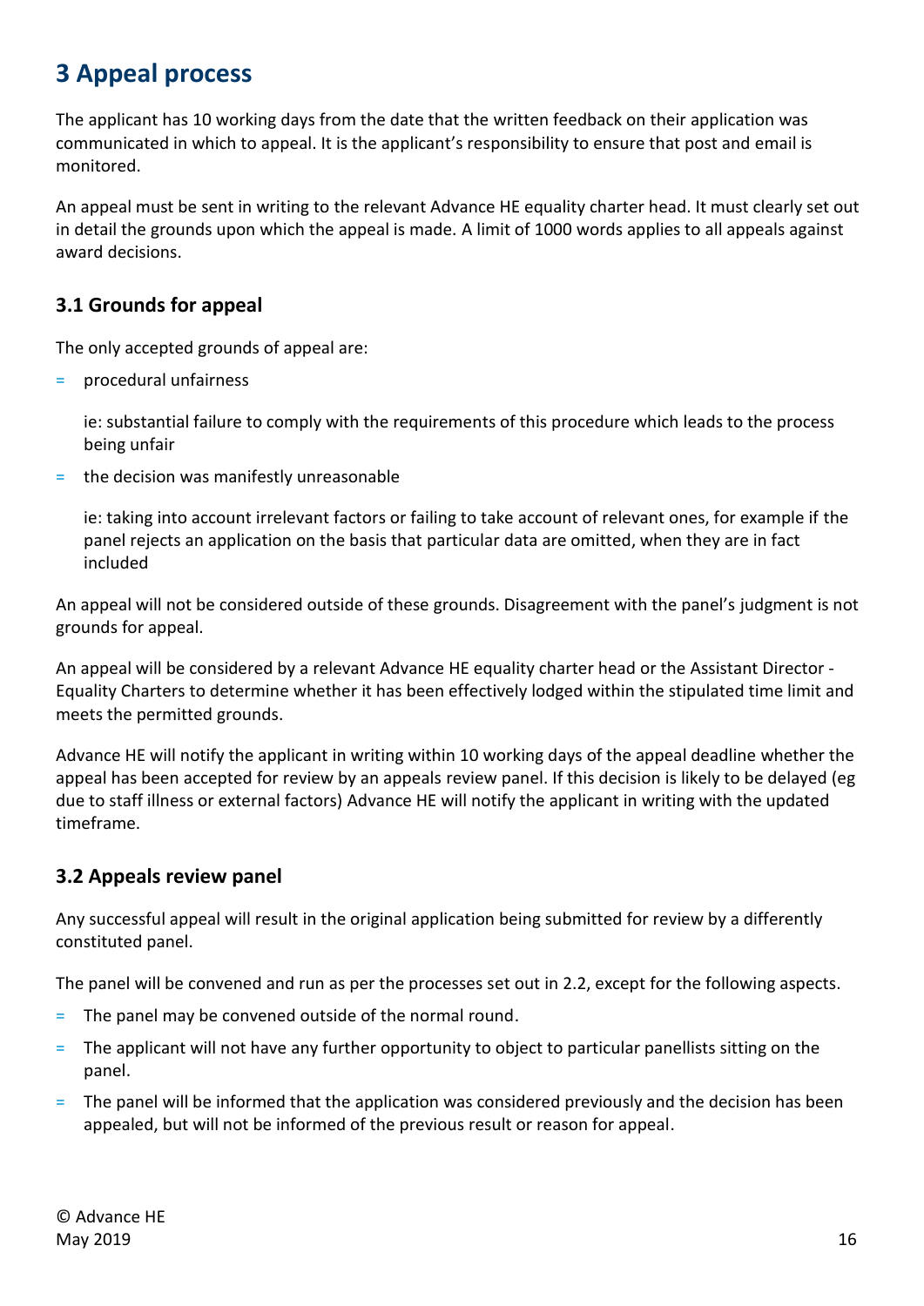# 3 Appeal process

The applicant has 10 working days from the date that the written feedback on their application was communicated in which to appeal. It is the applicant's responsibility to ensure that post and email is monitored.

An appeal must be sent in writing to the relevant Advance HE equality charter head. It must clearly set out in detail the grounds upon which the appeal is made. A limit of 1000 words applies to all appeals against award decisions.

## 3.1 Grounds for appeal

The only accepted grounds of appeal are:

- procedural unfairness

  ie: substantial failure to comply with the requirements of this procedure which leads to the process being unfair

- the decision was manifestly unreasonable

  ie: taking into account irrelevant factors or failing to take account of relevant ones, for example if the panel rejects an application on the basis that particular data are omitted, when they are in fact included

An appeal will not be considered outside of these grounds. Disagreement with the panel's judgment is not grounds for appeal.

An appeal will be considered by a relevant Advance HE equality charter head or the Assistant Director - Equality Charters to determine whether it has been effectively lodged within the stipulated time limit and meets the permitted grounds.

Advance HE will notify the applicant in writing within 10 working days of the appeal deadline whether the appeal has been accepted for review by an appeals review panel. If this decision is likely to be delayed (eg due to staff illness or external factors) Advance HE will notify the applicant in writing with the updated timeframe.

## 3.2 Appeals review panel

Any successful appeal will result in the original application being submitted for review by a differently constituted panel.

The panel will be convened and run as per the processes set out in 2.2, except for the following aspects.

- The panel may be convened outside of the normal round.
- The applicant will not have any further opportunity to object to particular panellists sitting on the panel.
- The panel will be informed that the application was considered previously and the decision has been appealed, but will not be informed of the previous result or reason for appeal.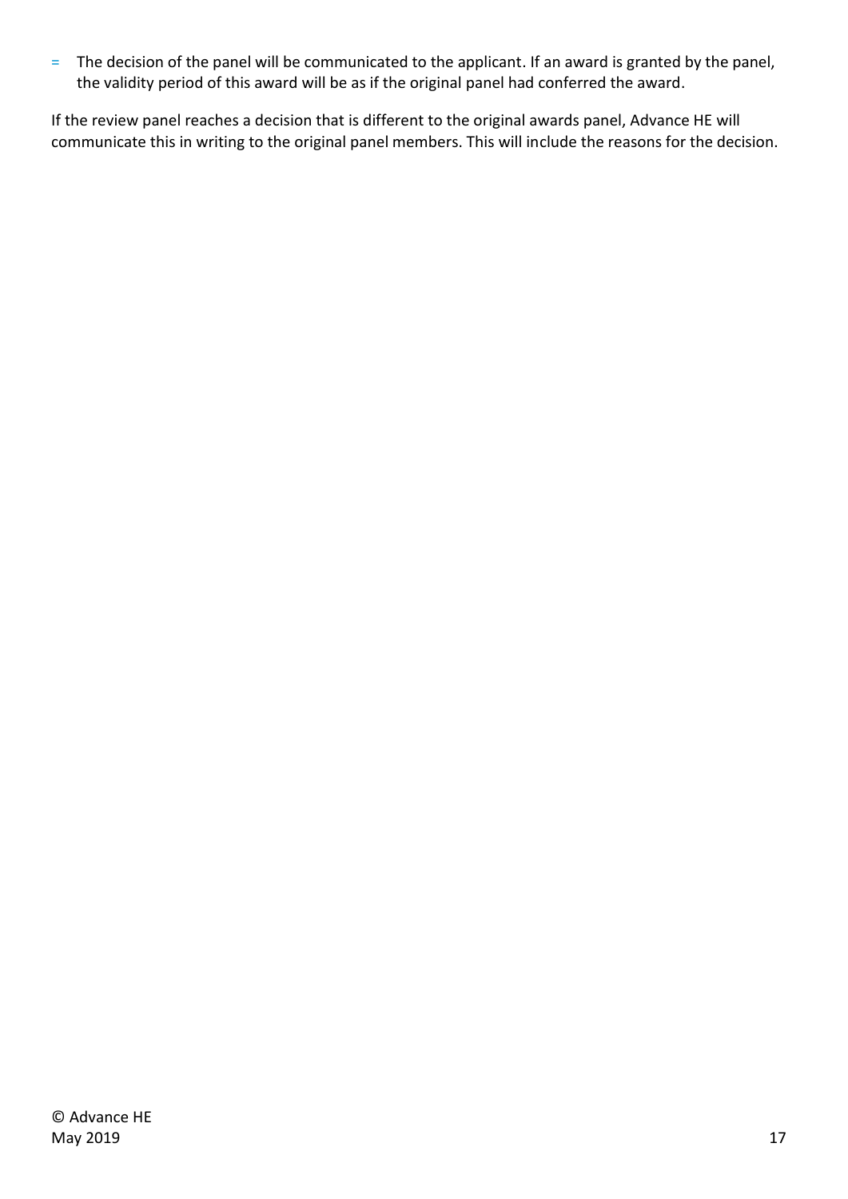- The decision of the panel will be communicated to the applicant. If an award is granted by the panel, the validity period of this award will be as if the original panel had conferred the award.

If the review panel reaches a decision that is different to the original awards panel, Advance HE will communicate this in writing to the original panel members. This will include the reasons for the decision.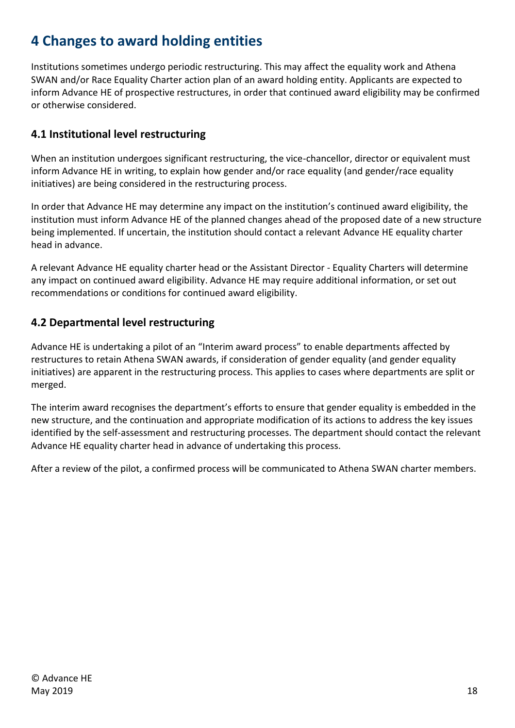# 4 Changes to award holding entities

Institutions sometimes undergo periodic restructuring. This may affect the equality work and Athena SWAN and/or Race Equality Charter action plan of an award holding entity. Applicants are expected to inform Advance HE of prospective restructures, in order that continued award eligibility may be confirmed or otherwise considered.

## 4.1 Institutional level restructuring

When an institution undergoes significant restructuring, the vice-chancellor, director or equivalent must inform Advance HE in writing, to explain how gender and/or race equality (and gender/race equality initiatives) are being considered in the restructuring process.

In order that Advance HE may determine any impact on the institution's continued award eligibility, the institution must inform Advance HE of the planned changes ahead of the proposed date of a new structure being implemented. If uncertain, the institution should contact a relevant Advance HE equality charter head in advance.

A relevant Advance HE equality charter head or the Assistant Director - Equality Charters will determine any impact on continued award eligibility. Advance HE may require additional information, or set out recommendations or conditions for continued award eligibility.

## 4.2 Departmental level restructuring

Advance HE is undertaking a pilot of an "Interim award process" to enable departments affected by restructures to retain Athena SWAN awards, if consideration of gender equality (and gender equality initiatives) are apparent in the restructuring process. This applies to cases where departments are split or merged.

The interim award recognises the department's efforts to ensure that gender equality is embedded in the new structure, and the continuation and appropriate modification of its actions to address the key issues identified by the self-assessment and restructuring processes. The department should contact the relevant Advance HE equality charter head in advance of undertaking this process.

After a review of the pilot, a confirmed process will be communicated to Athena SWAN charter members.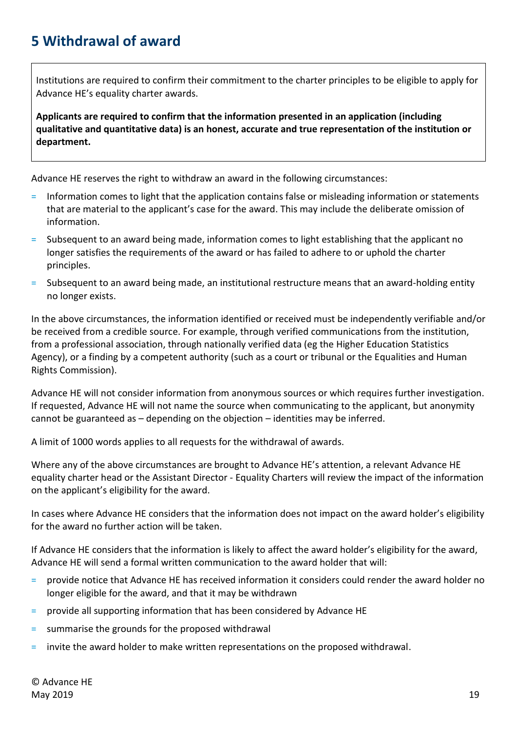## 5 Withdrawal of award

Institutions are required to confirm their commitment to the charter principles to be eligible to apply for Advance HE's equality charter awards.

**Applicants are required to confirm that the information presented in an application (including qualitative and quantitative data) is an honest, accurate and true representation of the institution or department.**

Advance HE reserves the right to withdraw an award in the following circumstances:

- Information comes to light that the application contains false or misleading information or statements that are material to the applicant's case for the award. This may include the deliberate omission of information.
- Subsequent to an award being made, information comes to light establishing that the applicant no longer satisfies the requirements of the award or has failed to adhere to or uphold the charter principles.
- Subsequent to an award being made, an institutional restructure means that an award-holding entity no longer exists.

In the above circumstances, the information identified or received must be independently verifiable and/or be received from a credible source. For example, through verified communications from the institution, from a professional association, through nationally verified data (eg the Higher Education Statistics Agency), or a finding by a competent authority (such as a court or tribunal or the Equalities and Human Rights Commission).

Advance HE will not consider information from anonymous sources or which requires further investigation. If requested, Advance HE will not name the source when communicating to the applicant, but anonymity cannot be guaranteed as – depending on the objection – identities may be inferred.

A limit of 1000 words applies to all requests for the withdrawal of awards.

Where any of the above circumstances are brought to Advance HE's attention, a relevant Advance HE equality charter head or the Assistant Director - Equality Charters will review the impact of the information on the applicant's eligibility for the award.

In cases where Advance HE considers that the information does not impact on the award holder's eligibility for the award no further action will be taken.

If Advance HE considers that the information is likely to affect the award holder's eligibility for the award, Advance HE will send a formal written communication to the award holder that will:

- provide notice that Advance HE has received information it considers could render the award holder no longer eligible for the award, and that it may be withdrawn
- provide all supporting information that has been considered by Advance HE
- summarise the grounds for the proposed withdrawal
- invite the award holder to make written representations on the proposed withdrawal.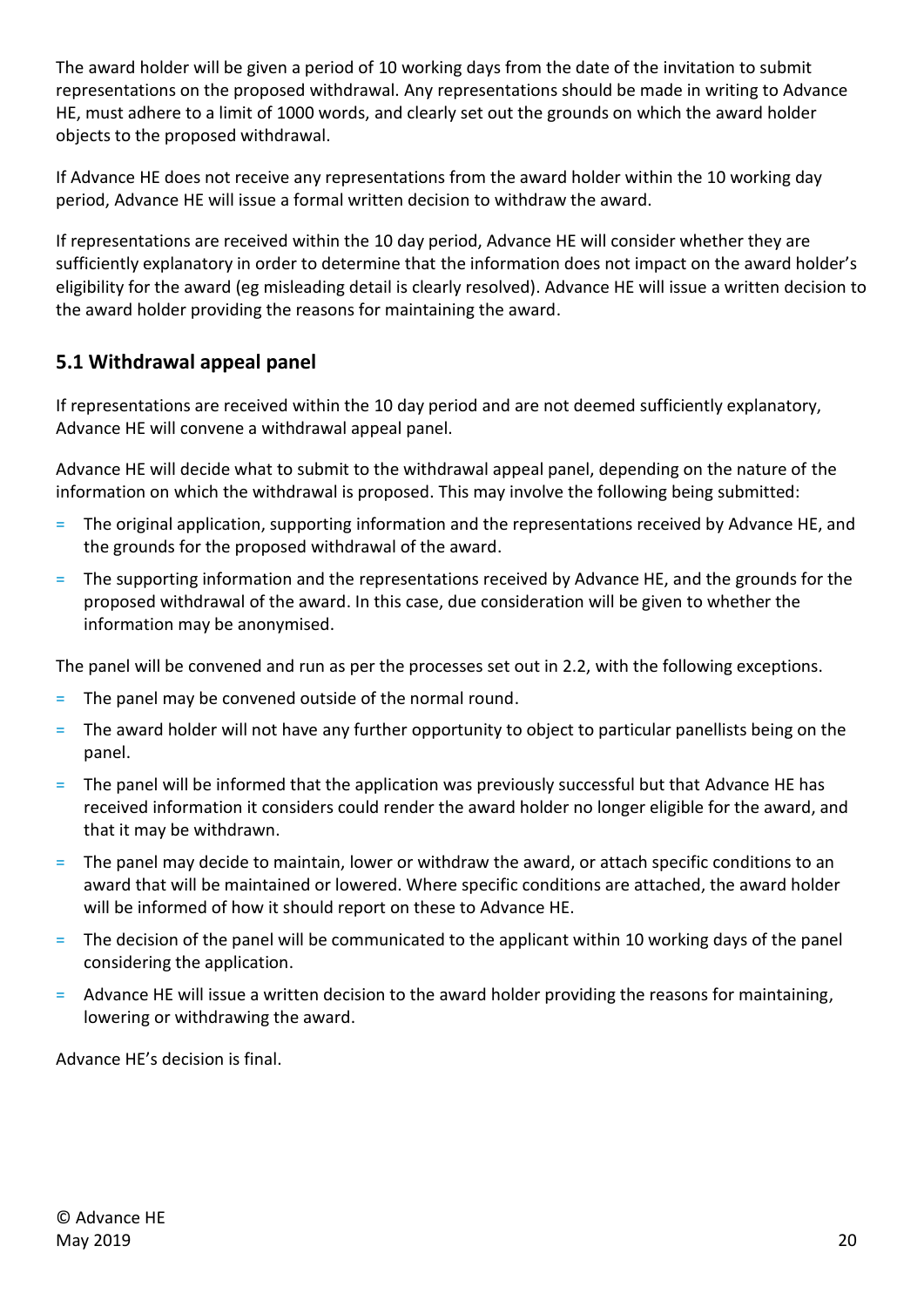The award holder will be given a period of 10 working days from the date of the invitation to submit representations on the proposed withdrawal. Any representations should be made in writing to Advance HE, must adhere to a limit of 1000 words, and clearly set out the grounds on which the award holder objects to the proposed withdrawal.

If Advance HE does not receive any representations from the award holder within the 10 working day period, Advance HE will issue a formal written decision to withdraw the award.

If representations are received within the 10 day period, Advance HE will consider whether they are sufficiently explanatory in order to determine that the information does not impact on the award holder's eligibility for the award (eg misleading detail is clearly resolved). Advance HE will issue a written decision to the award holder providing the reasons for maintaining the award.

### 5.1 Withdrawal appeal panel

If representations are received within the 10 day period and are not deemed sufficiently explanatory, Advance HE will convene a withdrawal appeal panel.

Advance HE will decide what to submit to the withdrawal appeal panel, depending on the nature of the information on which the withdrawal is proposed. This may involve the following being submitted:

- The original application, supporting information and the representations received by Advance HE, and the grounds for the proposed withdrawal of the award.
- The supporting information and the representations received by Advance HE, and the grounds for the proposed withdrawal of the award. In this case, due consideration will be given to whether the information may be anonymised.

The panel will be convened and run as per the processes set out in 2.2, with the following exceptions.

- The panel may be convened outside of the normal round.
- The award holder will not have any further opportunity to object to particular panellists being on the panel.
- The panel will be informed that the application was previously successful but that Advance HE has received information it considers could render the award holder no longer eligible for the award, and that it may be withdrawn.
- The panel may decide to maintain, lower or withdraw the award, or attach specific conditions to an award that will be maintained or lowered. Where specific conditions are attached, the award holder will be informed of how it should report on these to Advance HE.
- The decision of the panel will be communicated to the applicant within 10 working days of the panel considering the application.
- Advance HE will issue a written decision to the award holder providing the reasons for maintaining, lowering or withdrawing the award.

Advance HE's decision is final.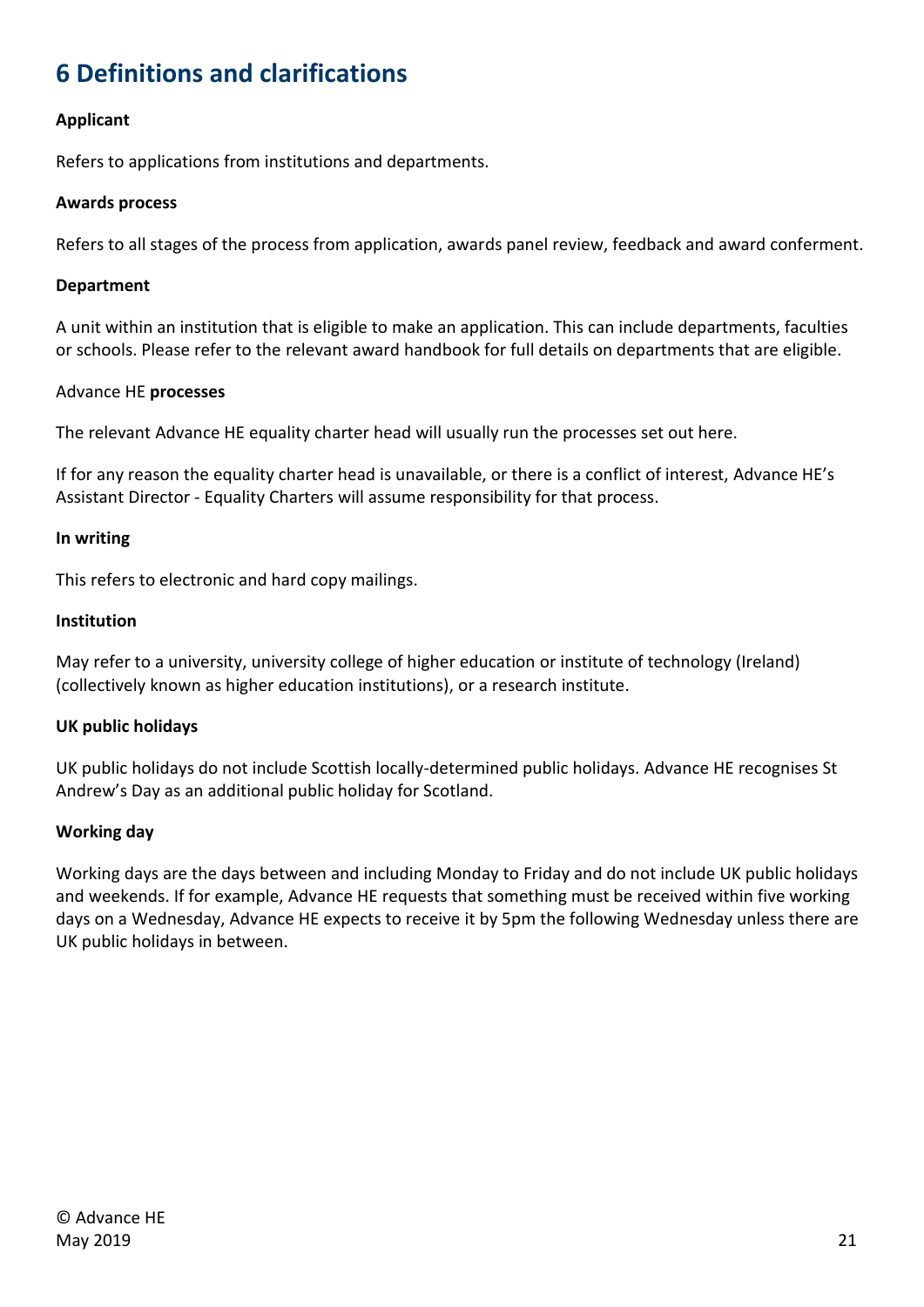## 6 Definitions and clarifications

**Applicant**

Refers to applications from institutions and departments.

**Awards process**

Refers to all stages of the process from application, awards panel review, feedback and award conferment.

**Department**

A unit within an institution that is eligible to make an application. This can include departments, faculties or schools. Please refer to the relevant award handbook for full details on departments that are eligible.

Advance HE **processes**

The relevant Advance HE equality charter head will usually run the processes set out here.

If for any reason the equality charter head is unavailable, or there is a conflict of interest, Advance HE's Assistant Director - Equality Charters will assume responsibility for that process.

**In writing**

This refers to electronic and hard copy mailings.

**Institution**

May refer to a university, university college of higher education or institute of technology (Ireland) (collectively known as higher education institutions), or a research institute.

**UK public holidays**

UK public holidays do not include Scottish locally-determined public holidays. Advance HE recognises St Andrew's Day as an additional public holiday for Scotland.

**Working day**

Working days are the days between and including Monday to Friday and do not include UK public holidays and weekends. If for example, Advance HE requests that something must be received within five working days on a Wednesday, Advance HE expects to receive it by 5pm the following Wednesday unless there are UK public holidays in between.

© Advance HE
May 2019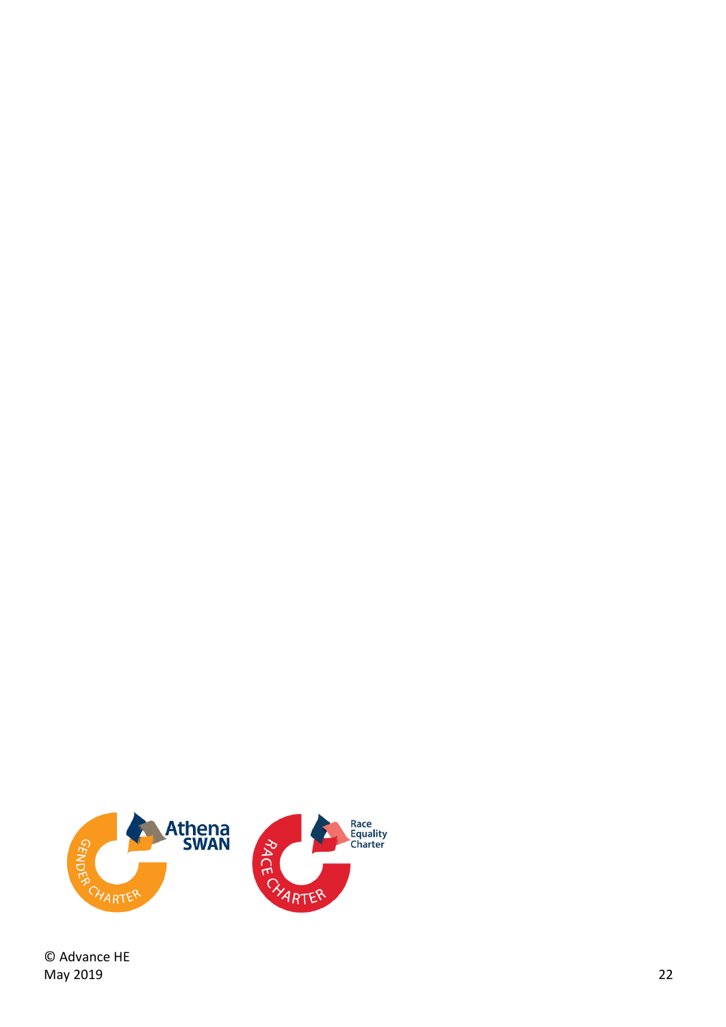Athena SWAN

GENDER CHARTER

Race Equality Charter

RACE CHARTER

© Advance HE
May 2019